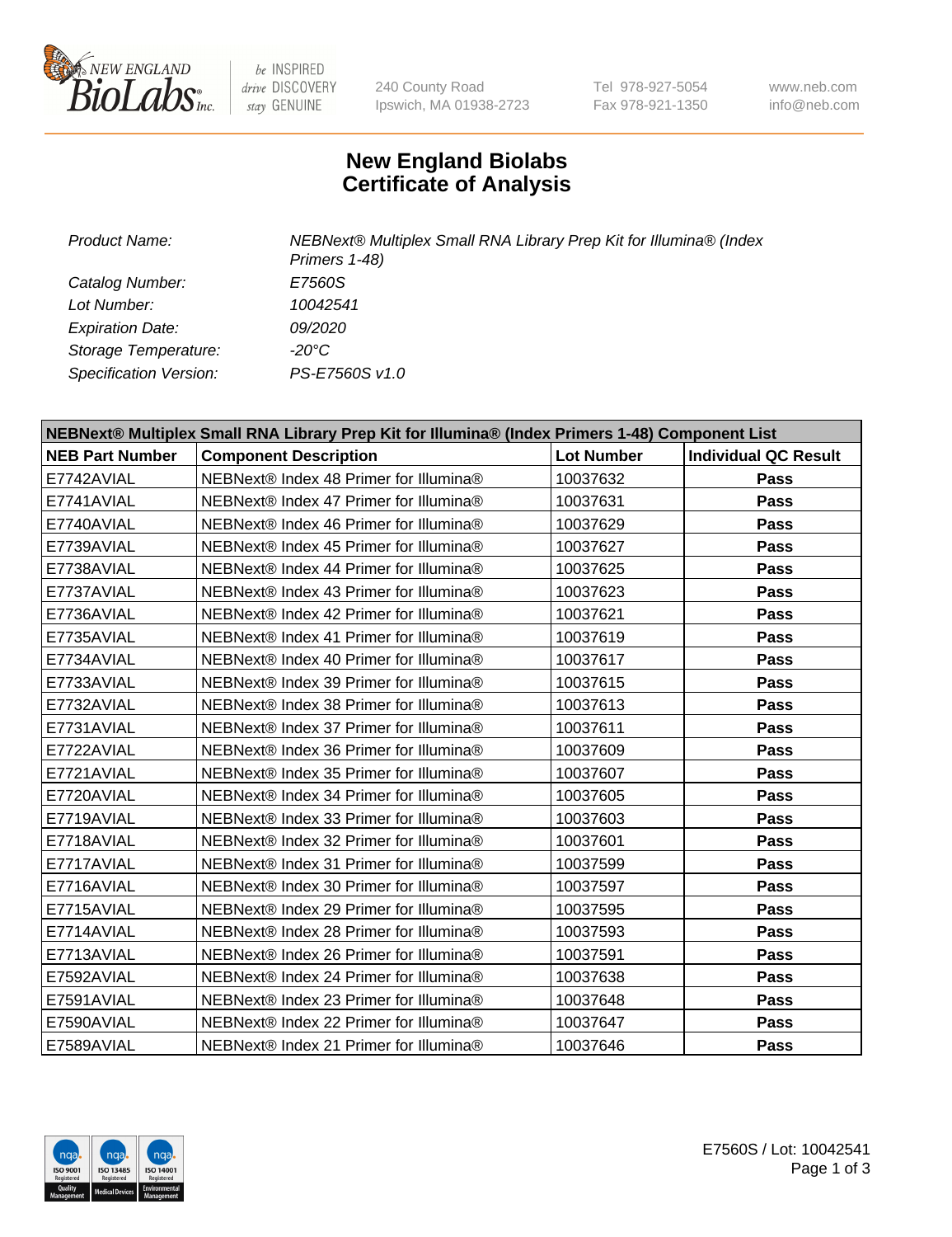# New England Biolabs Certificate of Analysis

| | |
|---|---|
| *Product Name:* | *NEBNext® Multiplex Small RNA Library Prep Kit for Illumina® (Index Primers 1-48)* |
| *Catalog Number:* | *E7560S* |
| *Lot Number:* | *10042541* |
| *Expiration Date:* | *09/2020* |
| *Storage Temperature:* | *-20°C* |
| *Specification Version:* | *PS-E7560S v1.0* |

| NEBNext® Multiplex Small RNA Library Prep Kit for Illumina® (Index Primers 1-48) Component List | | | |
|---|---|---|---|
| **NEB Part Number** | **Component Description** | **Lot Number** | **Individual QC Result** |
| E7742AVIAL | NEBNext® Index 48 Primer for Illumina® | 10037632 | **Pass** |
| E7741AVIAL | NEBNext® Index 47 Primer for Illumina® | 10037631 | **Pass** |
| E7740AVIAL | NEBNext® Index 46 Primer for Illumina® | 10037629 | **Pass** |
| E7739AVIAL | NEBNext® Index 45 Primer for Illumina® | 10037627 | **Pass** |
| E7738AVIAL | NEBNext® Index 44 Primer for Illumina® | 10037625 | **Pass** |
| E7737AVIAL | NEBNext® Index 43 Primer for Illumina® | 10037623 | **Pass** |
| E7736AVIAL | NEBNext® Index 42 Primer for Illumina® | 10037621 | **Pass** |
| E7735AVIAL | NEBNext® Index 41 Primer for Illumina® | 10037619 | **Pass** |
| E7734AVIAL | NEBNext® Index 40 Primer for Illumina® | 10037617 | **Pass** |
| E7733AVIAL | NEBNext® Index 39 Primer for Illumina® | 10037615 | **Pass** |
| E7732AVIAL | NEBNext® Index 38 Primer for Illumina® | 10037613 | **Pass** |
| E7731AVIAL | NEBNext® Index 37 Primer for Illumina® | 10037611 | **Pass** |
| E7722AVIAL | NEBNext® Index 36 Primer for Illumina® | 10037609 | **Pass** |
| E7721AVIAL | NEBNext® Index 35 Primer for Illumina® | 10037607 | **Pass** |
| E7720AVIAL | NEBNext® Index 34 Primer for Illumina® | 10037605 | **Pass** |
| E7719AVIAL | NEBNext® Index 33 Primer for Illumina® | 10037603 | **Pass** |
| E7718AVIAL | NEBNext® Index 32 Primer for Illumina® | 10037601 | **Pass** |
| E7717AVIAL | NEBNext® Index 31 Primer for Illumina® | 10037599 | **Pass** |
| E7716AVIAL | NEBNext® Index 30 Primer for Illumina® | 10037597 | **Pass** |
| E7715AVIAL | NEBNext® Index 29 Primer for Illumina® | 10037595 | **Pass** |
| E7714AVIAL | NEBNext® Index 28 Primer for Illumina® | 10037593 | **Pass** |
| E7713AVIAL | NEBNext® Index 26 Primer for Illumina® | 10037591 | **Pass** |
| E7592AVIAL | NEBNext® Index 24 Primer for Illumina® | 10037638 | **Pass** |
| E7591AVIAL | NEBNext® Index 23 Primer for Illumina® | 10037648 | **Pass** |
| E7590AVIAL | NEBNext® Index 22 Primer for Illumina® | 10037647 | **Pass** |
| E7589AVIAL | NEBNext® Index 21 Primer for Illumina® | 10037646 | **Pass** |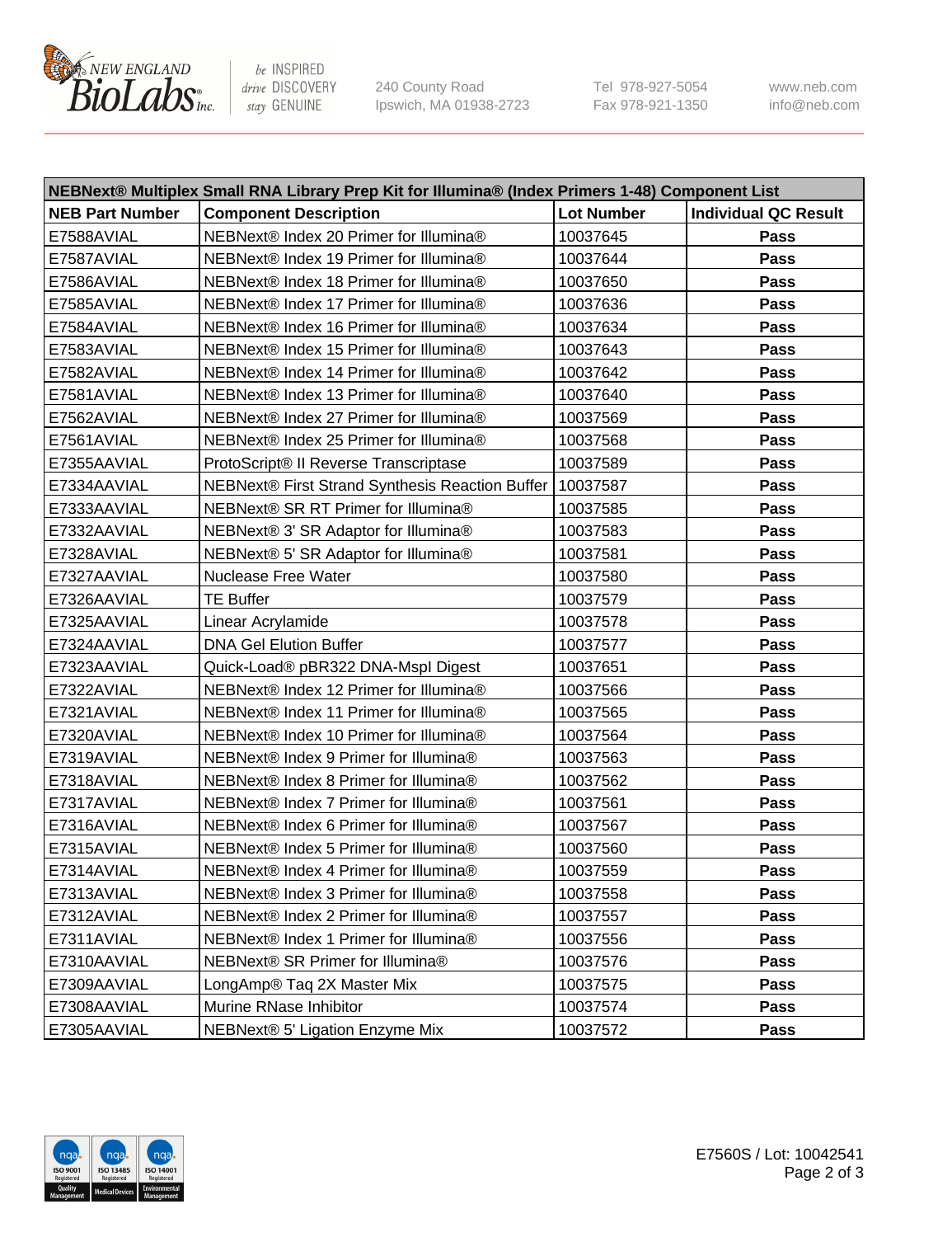| NEBNext® Multiplex Small RNA Library Prep Kit for Illumina® (Index Primers 1-48) Component List | | | |
|---|---|---|---|
| **NEB Part Number** | **Component Description** | **Lot Number** | **Individual QC Result** |
| E7588AVIAL | NEBNext® Index 20 Primer for Illumina® | 10037645 | **Pass** |
| E7587AVIAL | NEBNext® Index 19 Primer for Illumina® | 10037644 | **Pass** |
| E7586AVIAL | NEBNext® Index 18 Primer for Illumina® | 10037650 | **Pass** |
| E7585AVIAL | NEBNext® Index 17 Primer for Illumina® | 10037636 | **Pass** |
| E7584AVIAL | NEBNext® Index 16 Primer for Illumina® | 10037634 | **Pass** |
| E7583AVIAL | NEBNext® Index 15 Primer for Illumina® | 10037643 | **Pass** |
| E7582AVIAL | NEBNext® Index 14 Primer for Illumina® | 10037642 | **Pass** |
| E7581AVIAL | NEBNext® Index 13 Primer for Illumina® | 10037640 | **Pass** |
| E7562AVIAL | NEBNext® Index 27 Primer for Illumina® | 10037569 | **Pass** |
| E7561AVIAL | NEBNext® Index 25 Primer for Illumina® | 10037568 | **Pass** |
| E7355AAVIAL | ProtoScript® II Reverse Transcriptase | 10037589 | **Pass** |
| E7334AAVIAL | NEBNext® First Strand Synthesis Reaction Buffer | 10037587 | **Pass** |
| E7333AAVIAL | NEBNext® SR RT Primer for Illumina® | 10037585 | **Pass** |
| E7332AAVIAL | NEBNext® 3' SR Adaptor for Illumina® | 10037583 | **Pass** |
| E7328AVIAL | NEBNext® 5' SR Adaptor for Illumina® | 10037581 | **Pass** |
| E7327AAVIAL | Nuclease Free Water | 10037580 | **Pass** |
| E7326AAVIAL | TE Buffer | 10037579 | **Pass** |
| E7325AAVIAL | Linear Acrylamide | 10037578 | **Pass** |
| E7324AAVIAL | DNA Gel Elution Buffer | 10037577 | **Pass** |
| E7323AAVIAL | Quick-Load® pBR322 DNA-MspI Digest | 10037651 | **Pass** |
| E7322AVIAL | NEBNext® Index 12 Primer for Illumina® | 10037566 | **Pass** |
| E7321AVIAL | NEBNext® Index 11 Primer for Illumina® | 10037565 | **Pass** |
| E7320AVIAL | NEBNext® Index 10 Primer for Illumina® | 10037564 | **Pass** |
| E7319AVIAL | NEBNext® Index 9 Primer for Illumina® | 10037563 | **Pass** |
| E7318AVIAL | NEBNext® Index 8 Primer for Illumina® | 10037562 | **Pass** |
| E7317AVIAL | NEBNext® Index 7 Primer for Illumina® | 10037561 | **Pass** |
| E7316AVIAL | NEBNext® Index 6 Primer for Illumina® | 10037567 | **Pass** |
| E7315AVIAL | NEBNext® Index 5 Primer for Illumina® | 10037560 | **Pass** |
| E7314AVIAL | NEBNext® Index 4 Primer for Illumina® | 10037559 | **Pass** |
| E7313AVIAL | NEBNext® Index 3 Primer for Illumina® | 10037558 | **Pass** |
| E7312AVIAL | NEBNext® Index 2 Primer for Illumina® | 10037557 | **Pass** |
| E7311AVIAL | NEBNext® Index 1 Primer for Illumina® | 10037556 | **Pass** |
| E7310AAVIAL | NEBNext® SR Primer for Illumina® | 10037576 | **Pass** |
| E7309AAVIAL | LongAmp® Taq 2X Master Mix | 10037575 | **Pass** |
| E7308AAVIAL | Murine RNase Inhibitor | 10037574 | **Pass** |
| E7305AAVIAL | NEBNext® 5' Ligation Enzyme Mix | 10037572 | **Pass** |

E7560S / Lot: 10042541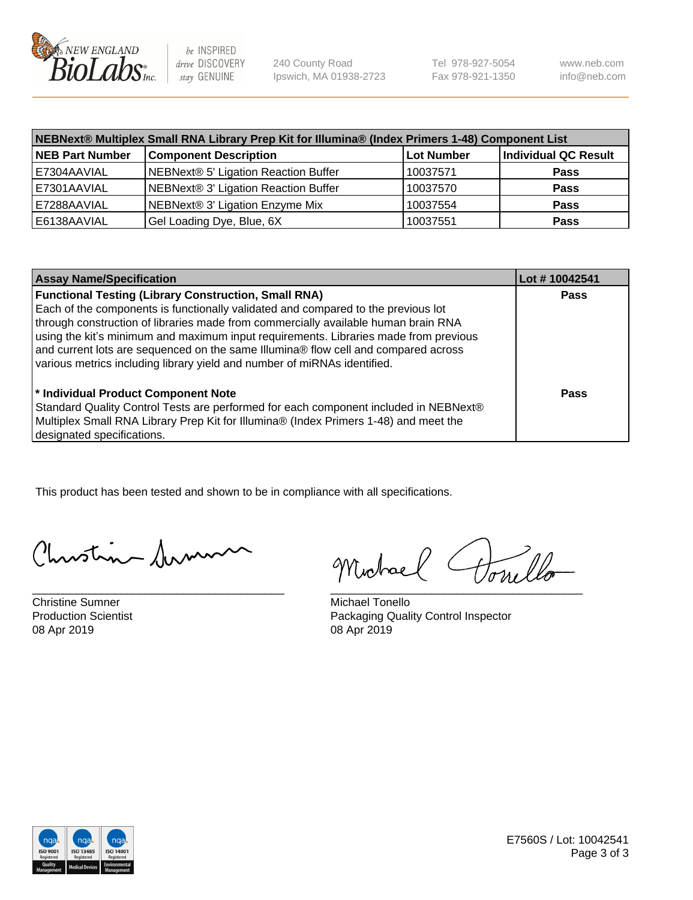| NEBNext® Multiplex Small RNA Library Prep Kit for Illumina® (Index Primers 1-48) Component List | | | |
|---|---|---|---|
| **NEB Part Number** | **Component Description** | **Lot Number** | **Individual QC Result** |
| E7304AAVIAL | NEBNext® 5' Ligation Reaction Buffer | 10037571 | **Pass** |
| E7301AAVIAL | NEBNext® 3' Ligation Reaction Buffer | 10037570 | **Pass** |
| E7288AAVIAL | NEBNext® 3' Ligation Enzyme Mix | 10037554 | **Pass** |
| E6138AAVIAL | Gel Loading Dye, Blue, 6X | 10037551 | **Pass** |

| Assay Name/Specification | Lot # 10042541 |
|---|---|
| **Functional Testing (Library Construction, Small RNA)** Each of the components is functionally validated and compared to the previous lot through construction of libraries made from commercially available human brain RNA using the kit's minimum and maximum input requirements. Libraries made from previous and current lots are sequenced on the same Illumina® flow cell and compared across various metrics including library yield and number of miRNAs identified. | **Pass** |
| **\* Individual Product Component Note** Standard Quality Control Tests are performed for each component included in NEBNext® Multiplex Small RNA Library Prep Kit for Illumina® (Index Primers 1-48) and meet the designated specifications. | **Pass** |

This product has been tested and shown to be in compliance with all specifications.

Christine Sumner
Production Scientist
08 Apr 2019

Michael Tonello
Packaging Quality Control Inspector
08 Apr 2019

E7560S / Lot: 10042541